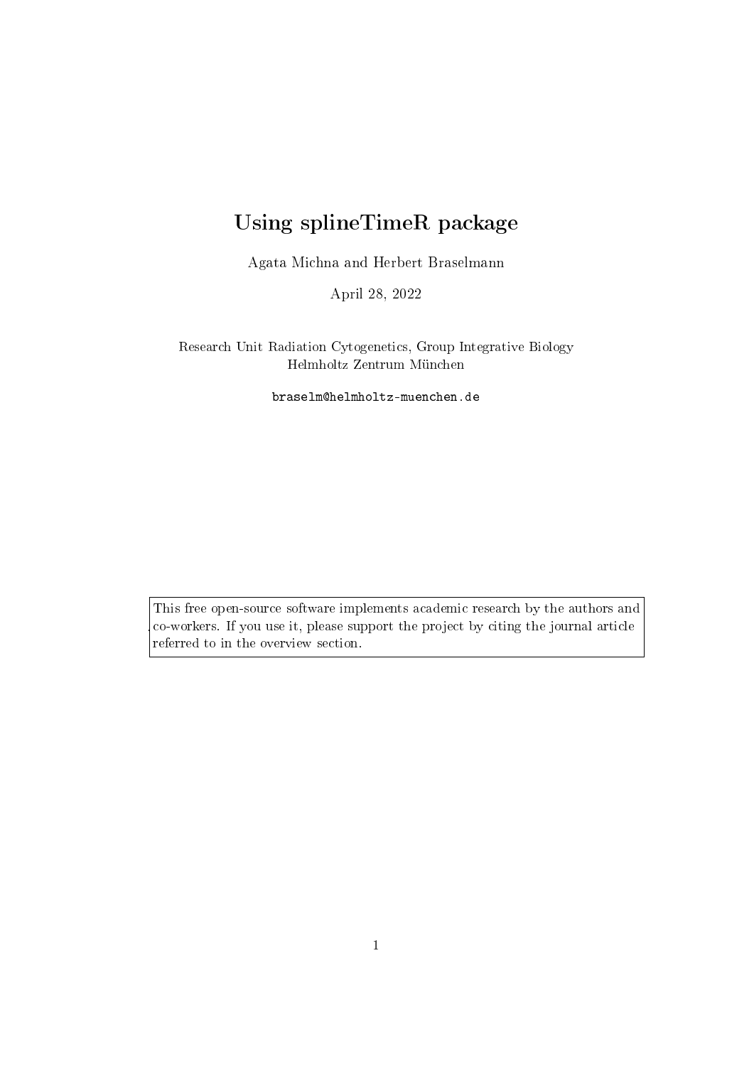# Using splineTimeR package

Agata Michna and Herbert Braselmann

April 28, 2022

Research Unit Radiation Cytogenetics, Group Integrative Biology
Helmholtz Zentrum München

braselm@helmholtz-muenchen.de

This free open-source software implements academic research by the authors and co-workers. If you use it, please support the project by citing the journal article referred to in the overview section.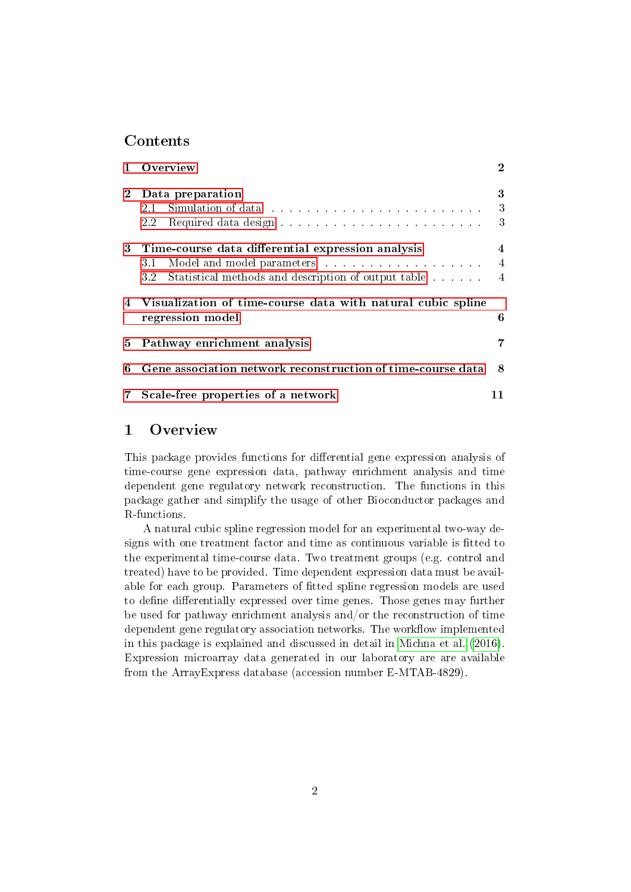## Contents

1 Overview — 2

2 Data preparation — 3
- 2.1 Simulation of data — 3
- 2.2 Required data design — 3

3 Time-course data differential expression analysis — 4
- 3.1 Model and model parameters — 4
- 3.2 Statistical methods and description of output table — 4

4 Visualization of time-course data with natural cubic spline regression model — 6

5 Pathway enrichment analysis — 7

6 Gene association network reconstruction of time-course data — 8

7 Scale-free properties of a network — 11

# 1 Overview

This package provides functions for differential gene expression analysis of time-course gene expression data, pathway enrichment analysis and time dependent gene regulatory network reconstruction. The functions in this package gather and simplify the usage of other Bioconductor packages and R-functions.

A natural cubic spline regression model for an experimental two-way designs with one treatment factor and time as continuous variable is fitted to the experimental time-course data. Two treatment groups (e.g. control and treated) have to be provided. Time dependent expression data must be available for each group. Parameters of fitted spline regression models are used to define differentially expressed over time genes. Those genes may further be used for pathway enrichment analysis and/or the reconstruction of time dependent gene regulatory association networks. The workflow implemented in this package is explained and discussed in detail in Michna et al. (2016). Expression microarray data generated in our laboratory are are available from the ArrayExpress database (accession number E-MTAB-4829).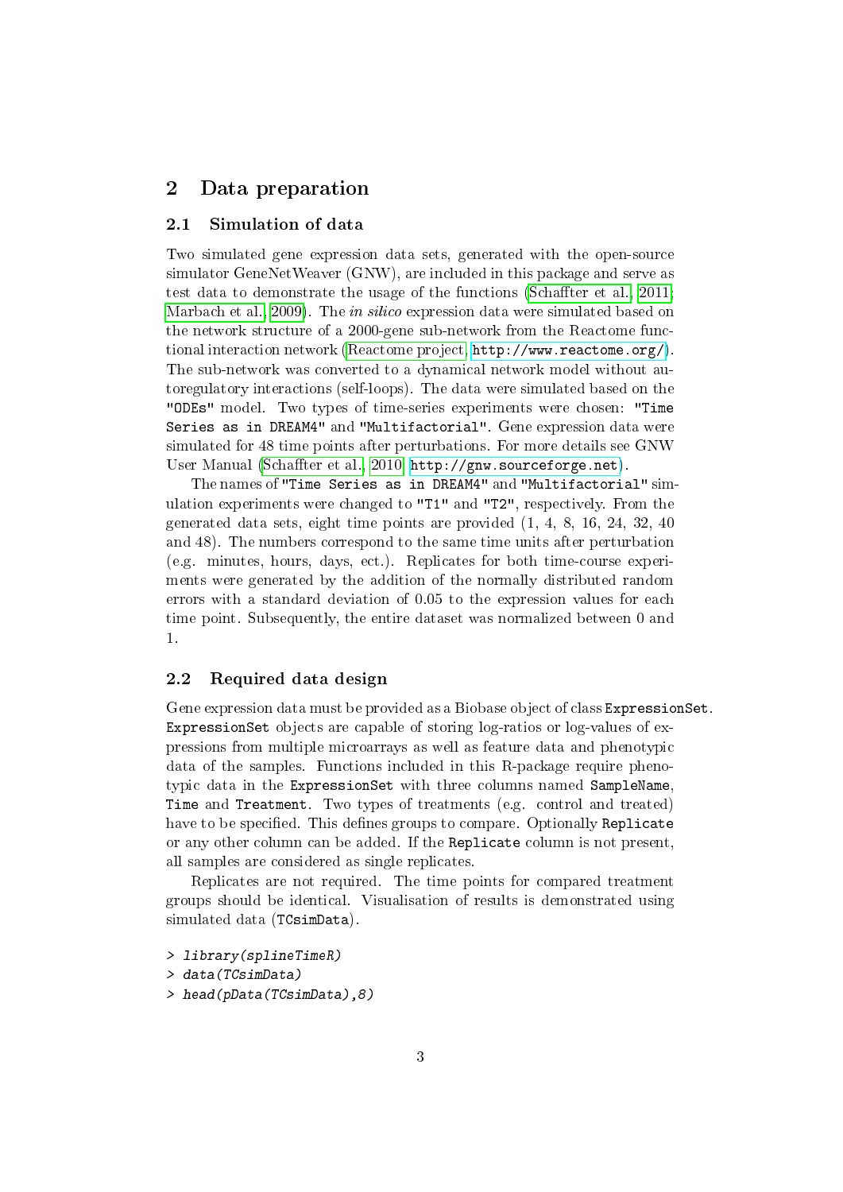## 2 Data preparation

### 2.1 Simulation of data

Two simulated gene expression data sets, generated with the open-source simulator GeneNetWeaver (GNW), are included in this package and serve as test data to demonstrate the usage of the functions (Schaffter et al., 2011; Marbach et al., 2009). The *in silico* expression data were simulated based on the network structure of a 2000-gene sub-network from the Reactome functional interaction network (Reactome project, http://www.reactome.org/). The sub-network was converted to a dynamical network model without autoregulatory interactions (self-loops). The data were simulated based on the `"ODEs"` model. Two types of time-series experiments were chosen: `"Time Series as in DREAM4"` and `"Multifactorial"`. Gene expression data were simulated for 48 time points after perturbations. For more details see GNW User Manual (Schaffter et al., 2010, http://gnw.sourceforge.net).

The names of `"Time Series as in DREAM4"` and `"Multifactorial"` simulation experiments were changed to `"T1"` and `"T2"`, respectively. From the generated data sets, eight time points are provided (1, 4, 8, 16, 24, 32, 40 and 48). The numbers correspond to the same time units after perturbation (e.g. minutes, hours, days, ect.). Replicates for both time-course experiments were generated by the addition of the normally distributed random errors with a standard deviation of 0.05 to the expression values for each time point. Subsequently, the entire dataset was normalized between 0 and 1.

### 2.2 Required data design

Gene expression data must be provided as a Biobase object of class `ExpressionSet`. `ExpressionSet` objects are capable of storing log-ratios or log-values of expressions from multiple microarrays as well as feature data and phenotypic data of the samples. Functions included in this R-package require phenotypic data in the `ExpressionSet` with three columns named `SampleName`, `Time` and `Treatment`. Two types of treatments (e.g. control and treated) have to be specified. This defines groups to compare. Optionally `Replicate` or any other column can be added. If the `Replicate` column is not present, all samples are considered as single replicates.

Replicates are not required. The time points for compared treatment groups should be identical. Visualisation of results is demonstrated using simulated data (`TCsimData`).

```
> library(splineTimeR)
> data(TCsimData)
> head(pData(TCsimData),8)
```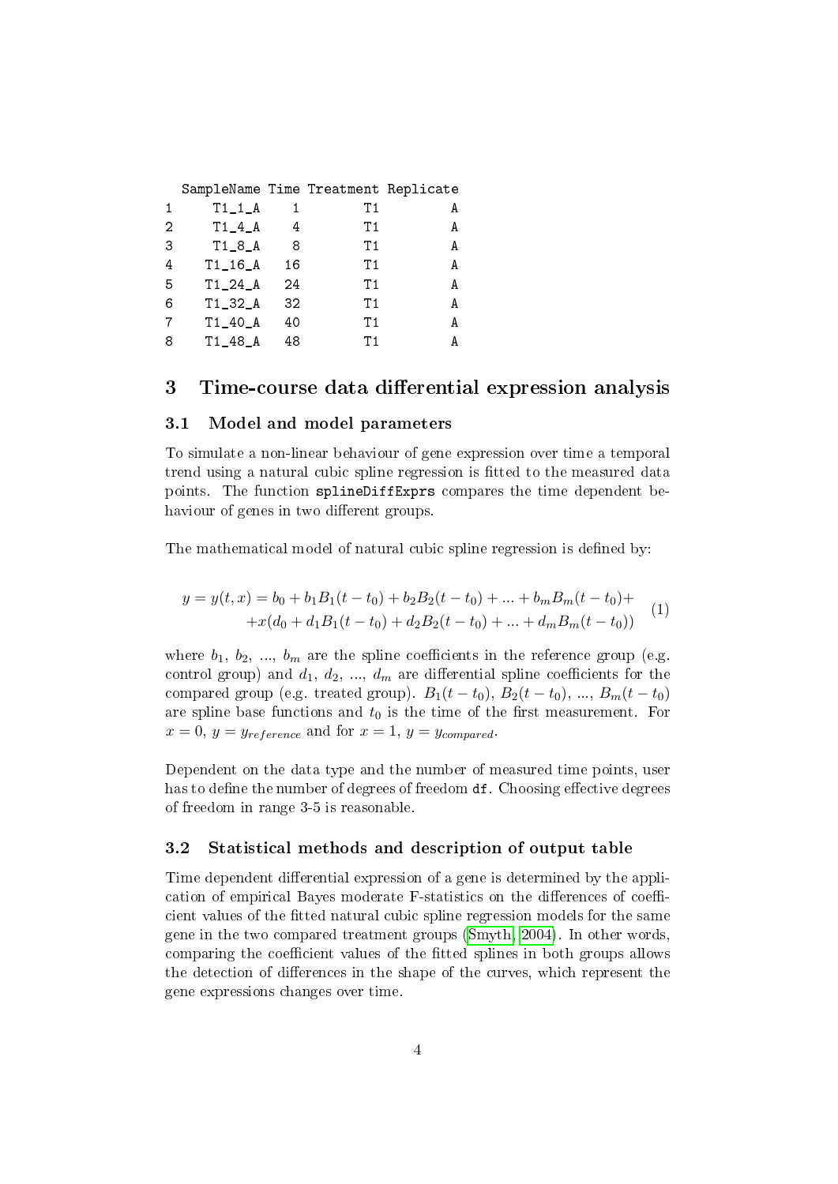```
  SampleName Time Treatment Replicate
1     T1_1_A    1        T1         A
2     T1_4_A    4        T1         A
3     T1_8_A    8        T1         A
4    T1_16_A   16        T1         A
5    T1_24_A   24        T1         A
6    T1_32_A   32        T1         A
7    T1_40_A   40        T1         A
8    T1_48_A   48        T1         A
```

# 3 Time-course data differential expression analysis

## 3.1 Model and model parameters

To simulate a non-linear behaviour of gene expression over time a temporal trend using a natural cubic spline regression is fitted to the measured data points. The function `splineDiffExprs` compares the time dependent behaviour of genes in two different groups.

The mathematical model of natural cubic spline regression is defined by:

$$
\begin{aligned}
y = y(t,x) = b_0 + b_1 B_1(t-t_0) + b_2 B_2(t-t_0) + ... + b_m B_m(t-t_0) + \\
+ x(d_0 + d_1 B_1(t-t_0) + d_2 B_2(t-t_0) + ... + d_m B_m(t-t_0))
\end{aligned}
\tag{1}
$$

where $b_1$, $b_2$, ..., $b_m$ are the spline coefficients in the reference group (e.g. control group) and $d_1$, $d_2$, ..., $d_m$ are differential spline coefficients for the compared group (e.g. treated group). $B_1(t-t_0)$, $B_2(t-t_0)$, ..., $B_m(t-t_0)$ are spline base functions and $t_0$ is the time of the first measurement. For $x = 0$, $y = y_{reference}$ and for $x = 1$, $y = y_{compared}$.

Dependent on the data type and the number of measured time points, user has to define the number of degrees of freedom `df`. Choosing effective degrees of freedom in range 3-5 is reasonable.

## 3.2 Statistical methods and description of output table

Time dependent differential expression of a gene is determined by the application of empirical Bayes moderate F-statistics on the differences of coefficient values of the fitted natural cubic spline regression models for the same gene in the two compared treatment groups (Smyth, 2004). In other words, comparing the coefficient values of the fitted splines in both groups allows the detection of differences in the shape of the curves, which represent the gene expressions changes over time.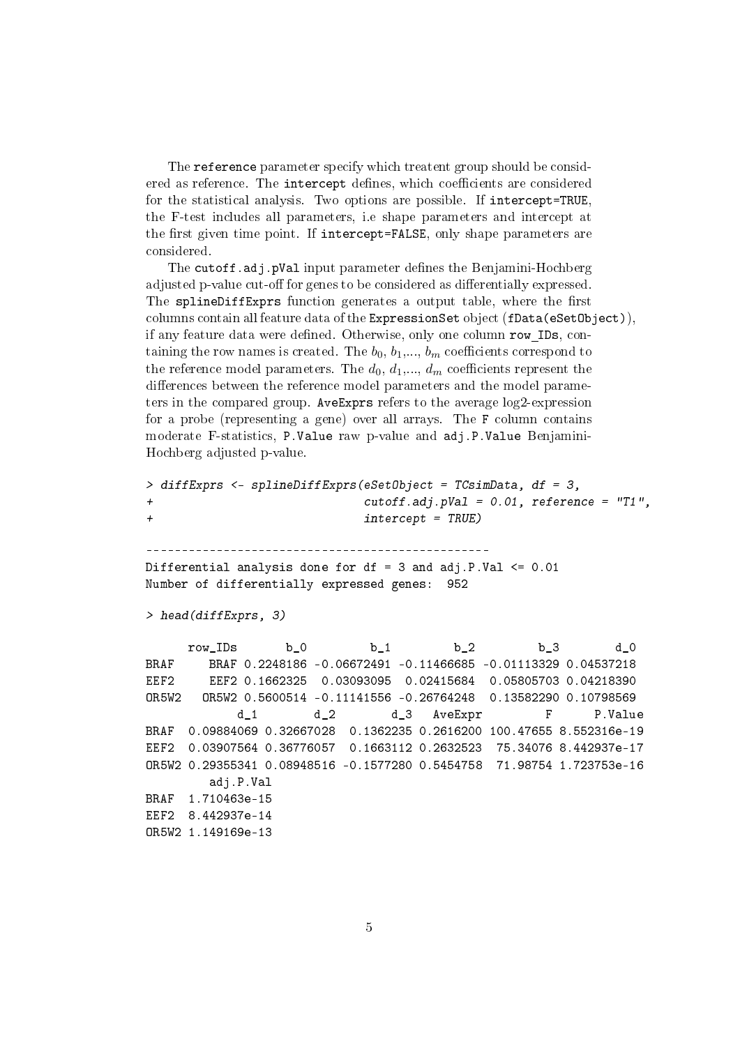The `reference` parameter specify which treatent group should be considered as reference. The `intercept` defines, which coefficients are considered for the statistical analysis. Two options are possible. If `intercept=TRUE`, the F-test includes all parameters, i.e shape parameters and intercept at the first given time point. If `intercept=FALSE`, only shape parameters are considered.

The `cutoff.adj.pVal` input parameter defines the Benjamini-Hochberg adjusted p-value cut-off for genes to be considered as differentially expressed. The `splineDiffExprs` function generates a output table, where the first columns contain all feature data of the `ExpressionSet` object (`fData(eSetObject)`), if any feature data were defined. Otherwise, only one column `row_IDs`, containing the row names is created. The $b_0$, $b_1$,..., $b_m$ coefficients correspond to the reference model parameters. The $d_0$, $d_1$,..., $d_m$ coefficients represent the differences between the reference model parameters and the model parameters in the compared group. `AveExprs` refers to the average log2-expression for a probe (representing a gene) over all arrays. The `F` column contains moderate F-statistics, `P.Value` raw p-value and `adj.P.Value` Benjamini-Hochberg adjusted p-value.

```
> diffExprs <- splineDiffExprs(eSetObject = TCsimData, df = 3,
+                              cutoff.adj.pVal = 0.01, reference = "T1",
+                              intercept = TRUE)

--------------------------------------------------
Differential analysis done for df = 3 and adj.P.Val <= 0.01
Number of differentially expressed genes:  952

> head(diffExprs, 3)

      row_IDs       b_0         b_1         b_2         b_3        d_0
BRAF     BRAF 0.2248186 -0.06672491 -0.11466685 -0.01113329 0.04537218
EEF2     EEF2 0.1662325  0.03093095  0.02415684  0.05805703 0.04218390
OR5W2   OR5W2 0.5600514 -0.11141556 -0.26764248  0.13582290 0.10798569
             d_1        d_2        d_3   AveExpr         F      P.Value
BRAF  0.09884069 0.32667028  0.1362235 0.2616200 100.47655 8.552316e-19
EEF2  0.03907564 0.36776057  0.1663112 0.2632523  75.34076 8.442937e-17
OR5W2 0.29355341 0.08948516 -0.1577280 0.5454758  71.98754 1.723753e-16
         adj.P.Val
BRAF  1.710463e-15
EEF2  8.442937e-14
OR5W2 1.149169e-13
```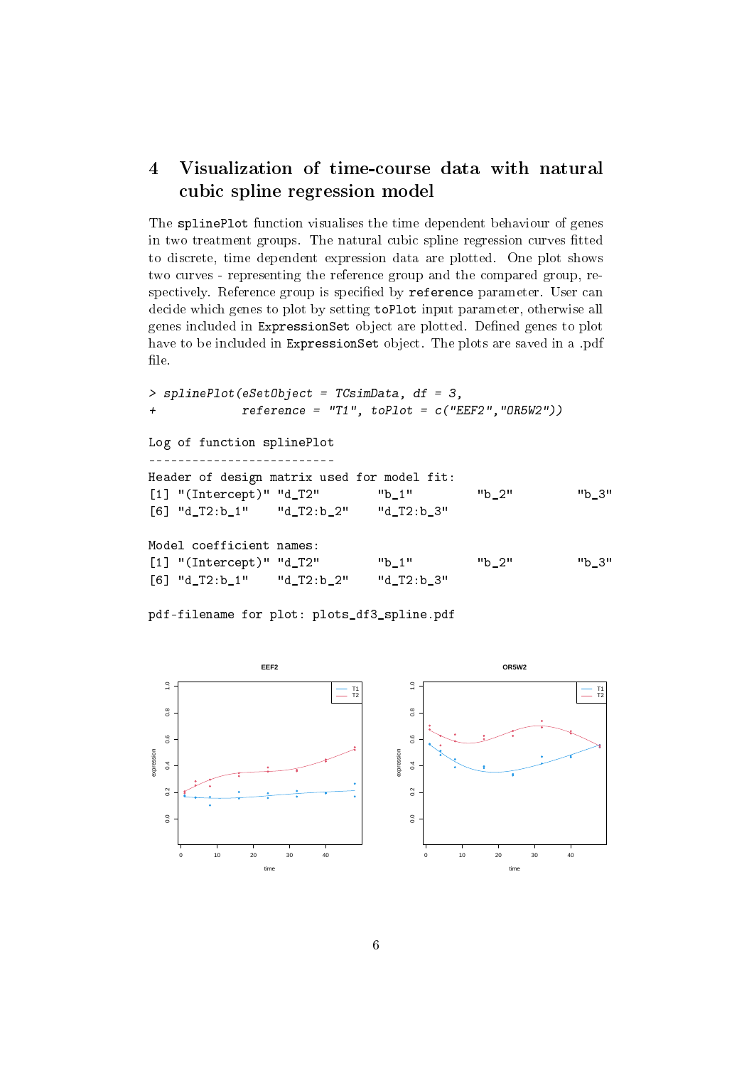## 4 Visualization of time-course data with natural cubic spline regression model

The splinePlot function visualises the time dependent behaviour of genes in two treatment groups. The natural cubic spline regression curves fitted to discrete, time dependent expression data are plotted. One plot shows two curves - representing the reference group and the compared group, respectively. Reference group is specified by reference parameter. User can decide which genes to plot by setting toPlot input parameter, otherwise all genes included in ExpressionSet object are plotted. Defined genes to plot have to be included in ExpressionSet object. The plots are saved in a .pdf file.

```
> splinePlot(eSetObject = TCsimData, df = 3,
+            reference = "T1", toPlot = c("EEF2","OR5W2"))

Log of function splinePlot
--------------------------
Header of design matrix used for model fit:
[1] "(Intercept)" "d_T2"        "b_1"         "b_2"         "b_3"
[6] "d_T2:b_1"    "d_T2:b_2"    "d_T2:b_3"

Model coefficient names:
[1] "(Intercept)" "d_T2"        "b_1"         "b_2"         "b_3"
[6] "d_T2:b_1"    "d_T2:b_2"    "d_T2:b_3"

pdf-filename for plot: plots_df3_spline.pdf
```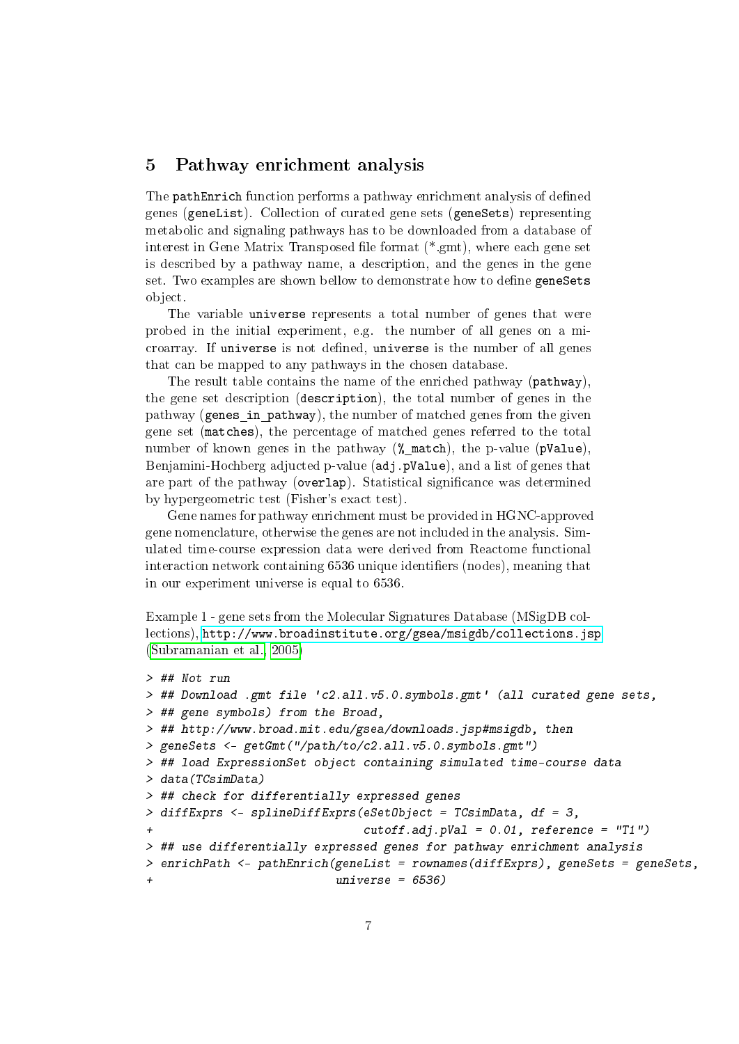## 5 Pathway enrichment analysis

The `pathEnrich` function performs a pathway enrichment analysis of defined genes (`geneList`). Collection of curated gene sets (`geneSets`) representing metabolic and signaling pathways has to be downloaded from a database of interest in Gene Matrix Transposed file format (*.gmt), where each gene set is described by a pathway name, a description, and the genes in the gene set. Two examples are shown bellow to demonstrate how to define `geneSets` object.

The variable `universe` represents a total number of genes that were probed in the initial experiment, e.g. the number of all genes on a microarray. If `universe` is not defined, `universe` is the number of all genes that can be mapped to any pathways in the chosen database.

The result table contains the name of the enriched pathway (`pathway`), the gene set description (`description`), the total number of genes in the pathway (`genes_in_pathway`), the number of matched genes from the given gene set (`matches`), the percentage of matched genes referred to the total number of known genes in the pathway (`%_match`), the p-value (`pValue`), Benjamini-Hochberg adjucted p-value (`adj.pValue`), and a list of genes that are part of the pathway (`overlap`). Statistical significance was determined by hypergeometric test (Fisher's exact test).

Gene names for pathway enrichment must be provided in HGNC-approved gene nomenclature, otherwise the genes are not included in the analysis. Simulated time-course expression data were derived from Reactome functional interaction network containing 6536 unique identifiers (nodes), meaning that in our experiment universe is equal to 6536.

Example 1 - gene sets from the Molecular Signatures Database (MSigDB collections), http://www.broadinstitute.org/gsea/msigdb/collections.jsp (Subramanian et al., 2005)

```
> ## Not run
> ## Download .gmt file 'c2.all.v5.0.symbols.gmt' (all curated gene sets,
> ## gene symbols) from the Broad,
> ## http://www.broad.mit.edu/gsea/downloads.jsp#msigdb, then
> geneSets <- getGmt("/path/to/c2.all.v5.0.symbols.gmt")
> ## load ExpressionSet object containing simulated time-course data
> data(TCsimData)
> ## check for differentially expressed genes
> diffExprs <- splineDiffExprs(eSetObject = TCsimData, df = 3,
+                              cutoff.adj.pVal = 0.01, reference = "T1")
> ## use differentially expressed genes for pathway enrichment analysis
> enrichPath <- pathEnrich(geneList = rownames(diffExprs), geneSets = geneSets,
+                          universe = 6536)
```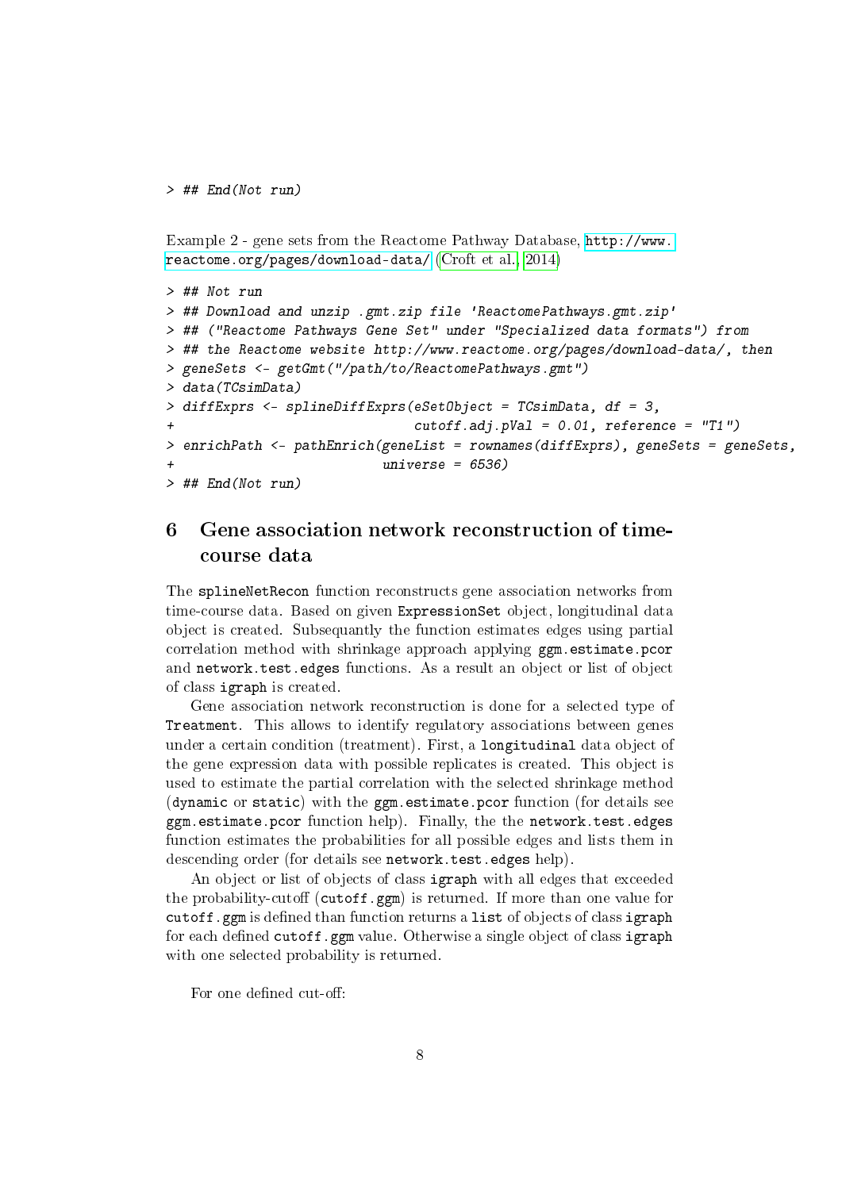```
> ## End(Not run)
```

Example 2 - gene sets from the Reactome Pathway Database, http://www.reactome.org/pages/download-data/ (Croft et al., 2014)

```
> ## Not run
> ## Download and unzip .gmt.zip file 'ReactomePathways.gmt.zip'
> ## ("Reactome Pathways Gene Set" under "Specialized data formats") from
> ## the Reactome website http://www.reactome.org/pages/download-data/, then
> geneSets <- getGmt("/path/to/ReactomePathways.gmt")
> data(TCsimData)
> diffExprs <- splineDiffExprs(eSetObject = TCsimData, df = 3,
+                              cutoff.adj.pVal = 0.01, reference = "T1")
> enrichPath <- pathEnrich(geneList = rownames(diffExprs), geneSets = geneSets,
+                          universe = 6536)
> ## End(Not run)
```

# 6 Gene association network reconstruction of time-course data

The `splineNetRecon` function reconstructs gene association networks from time-course data. Based on given `ExpressionSet` object, longitudinal data object is created. Subsequantly the function estimates edges using partial correlation method with shrinkage approach applying `ggm.estimate.pcor` and `network.test.edges` functions. As a result an object or list of object of class `igraph` is created.

Gene association network reconstruction is done for a selected type of `Treatment`. This allows to identify regulatory associations between genes under a certain condition (treatment). First, a `longitudinal` data object of the gene expression data with possible replicates is created. This object is used to estimate the partial correlation with the selected shrinkage method (`dynamic` or `static`) with the `ggm.estimate.pcor` function (for details see `ggm.estimate.pcor` function help). Finally, the the `network.test.edges` function estimates the probabilities for all possible edges and lists them in descending order (for details see `network.test.edges` help).

An object or list of objects of class `igraph` with all edges that exceeded the probability-cutoff (`cutoff.ggm`) is returned. If more than one value for `cutoff.ggm` is defined than function returns a `list` of objects of class `igraph` for each defined `cutoff.ggm` value. Otherwise a single object of class `igraph` with one selected probability is returned.

For one defined cut-off: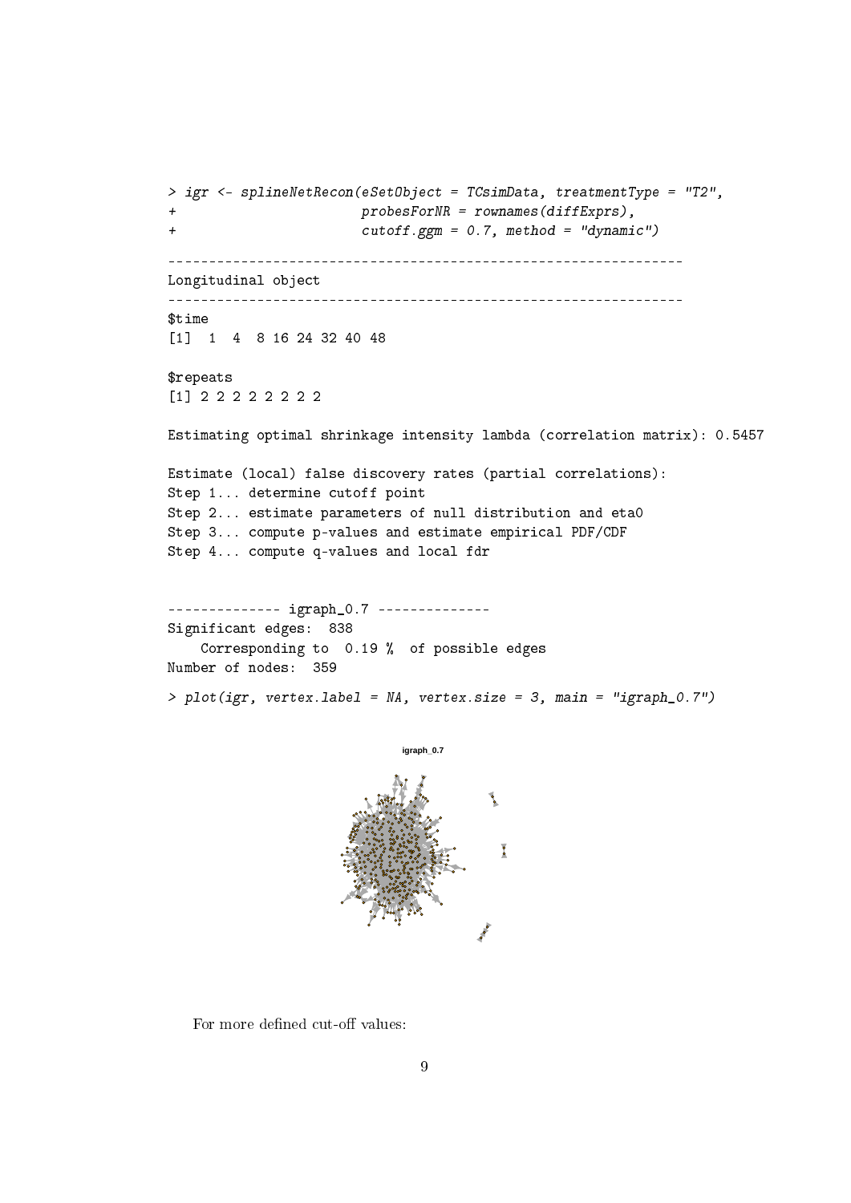```
> igr <- splineNetRecon(eSetObject = TCsimData, treatmentType = "T2",
+                       probesForNR = rownames(diffExprs),
+                       cutoff.ggm = 0.7, method = "dynamic")

----------------------------------------------------------------
Longitudinal object
----------------------------------------------------------------
$time
[1]  1  4  8 16 24 32 40 48

$repeats
[1] 2 2 2 2 2 2 2 2

Estimating optimal shrinkage intensity lambda (correlation matrix): 0.5457

Estimate (local) false discovery rates (partial correlations):
Step 1... determine cutoff point
Step 2... estimate parameters of null distribution and eta0
Step 3... compute p-values and estimate empirical PDF/CDF
Step 4... compute q-values and local fdr


-------------- igraph_0.7 --------------
Significant edges:  838
    Corresponding to  0.19 %  of possible edges
Number of nodes:  359

> plot(igr, vertex.label = NA, vertex.size = 3, main = "igraph_0.7")
```

For more defined cut-off values: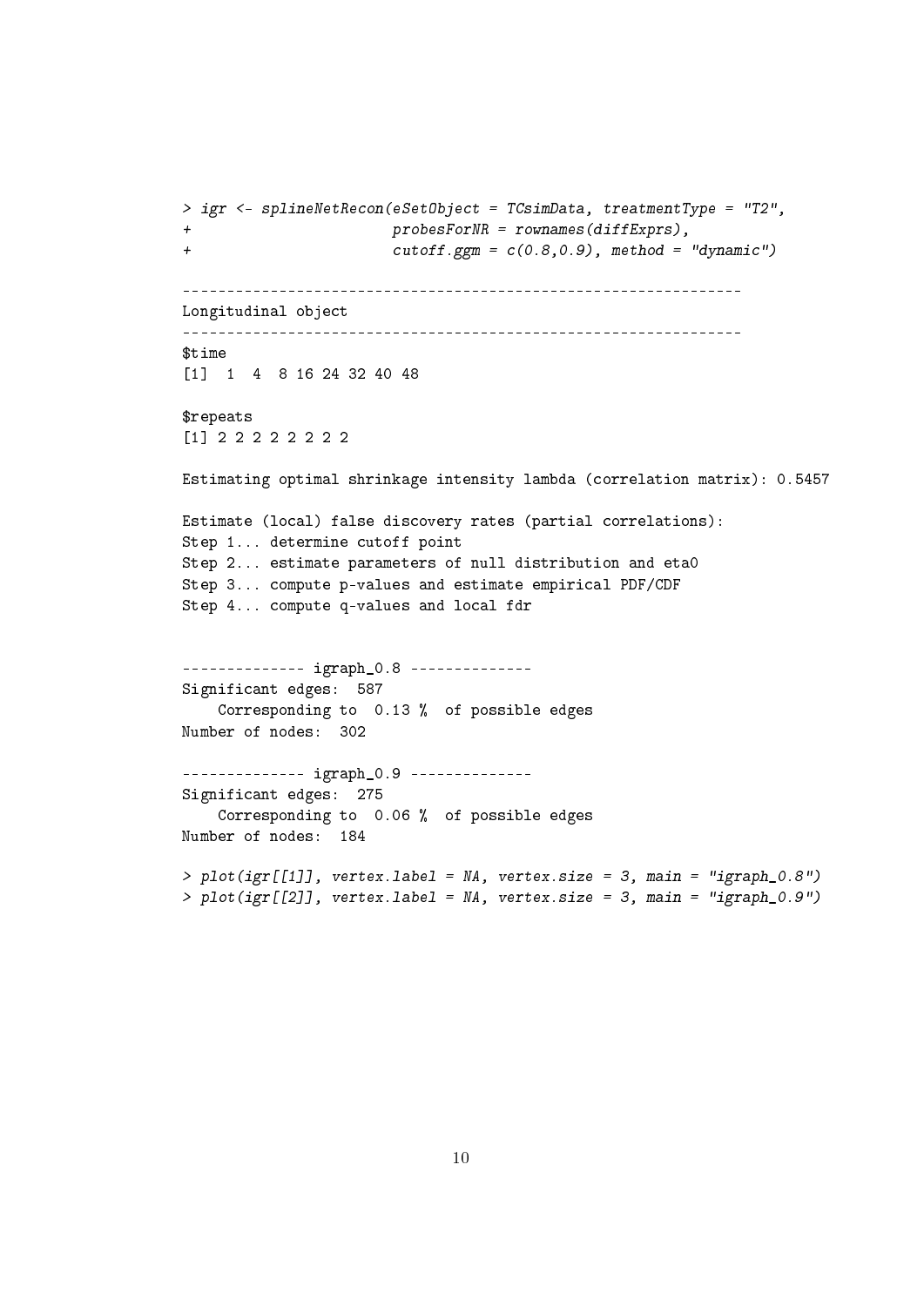```
> igr <- splineNetRecon(eSetObject = TCsimData, treatmentType = "T2",
+                       probesForNR = rownames(diffExprs),
+                       cutoff.ggm = c(0.8,0.9), method = "dynamic")

----------------------------------------------------------------
Longitudinal object
----------------------------------------------------------------
$time
[1]  1  4  8 16 24 32 40 48

$repeats
[1] 2 2 2 2 2 2 2 2

Estimating optimal shrinkage intensity lambda (correlation matrix): 0.5457

Estimate (local) false discovery rates (partial correlations):
Step 1... determine cutoff point
Step 2... estimate parameters of null distribution and eta0
Step 3... compute p-values and estimate empirical PDF/CDF
Step 4... compute q-values and local fdr


-------------- igraph_0.8 --------------
Significant edges:  587
    Corresponding to  0.13 %  of possible edges
Number of nodes:  302

-------------- igraph_0.9 --------------
Significant edges:  275
    Corresponding to  0.06 %  of possible edges
Number of nodes:  184

> plot(igr[[1]], vertex.label = NA, vertex.size = 3, main = "igraph_0.8")
> plot(igr[[2]], vertex.label = NA, vertex.size = 3, main = "igraph_0.9")
```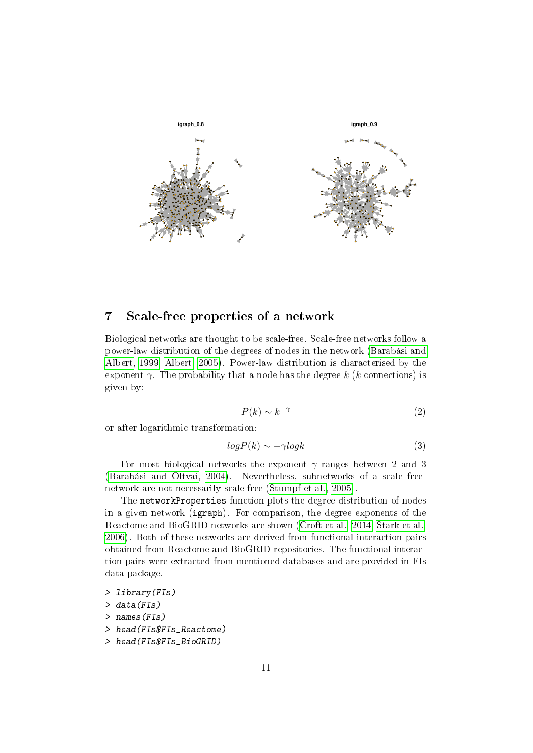igraph_0.8 igraph_0.9

## 7 Scale-free properties of a network

Biological networks are thought to be scale-free. Scale-free networks follow a power-law distribution of the degrees of nodes in the network (Barabási and Albert, 1999; Albert, 2005). Power-law distribution is characterised by the exponent $\gamma$. The probability that a node has the degree $k$ ($k$ connections) is given by:

$$P(k) \sim k^{-\gamma} \tag{2}$$

or after logarithmic transformation:

$$logP(k) \sim -\gamma logk \tag{3}$$

For most biological networks the exponent $\gamma$ ranges between 2 and 3 (Barabási and Oltvai, 2004). Nevertheless, subnetworks of a scale free-network are not necessarily scale-free (Stumpf et al., 2005).

The `networkProperties` function plots the degree distribution of nodes in a given network (`igraph`). For comparison, the degree exponents of the Reactome and BioGRID networks are shown (Croft et al., 2014; Stark et al., 2006). Both of these networks are derived from functional interaction pairs obtained from Reactome and BioGRID repositories. The functional interaction pairs were extracted from mentioned databases and are provided in FIs data package.

```
> library(FIs)
> data(FIs)
> names(FIs)
> head(FIs$FIs_Reactome)
> head(FIs$FIs_BioGRID)
```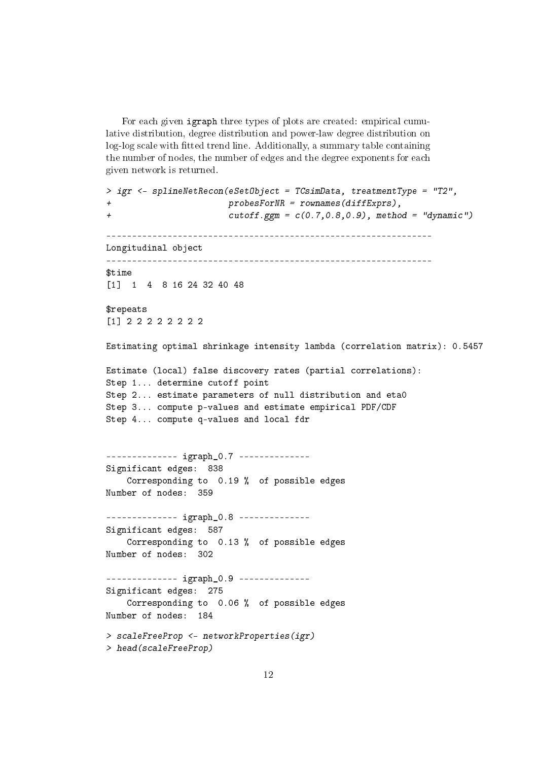For each given igraph three types of plots are created: empirical cumulative distribution, degree distribution and power-law degree distribution on log-log scale with fitted trend line. Additionally, a summary table containing the number of nodes, the number of edges and the degree exponents for each given network is returned.

```
> igr <- splineNetRecon(eSetObject = TCsimData, treatmentType = "T2",
+                       probesForNR = rownames(diffExprs),
+                       cutoff.ggm = c(0.7,0.8,0.9), method = "dynamic")

---------------------------------------------------------------
Longitudinal object
---------------------------------------------------------------
$time
[1]  1  4  8 16 24 32 40 48

$repeats
[1] 2 2 2 2 2 2 2 2

Estimating optimal shrinkage intensity lambda (correlation matrix): 0.5457

Estimate (local) false discovery rates (partial correlations):
Step 1... determine cutoff point
Step 2... estimate parameters of null distribution and eta0
Step 3... compute p-values and estimate empirical PDF/CDF
Step 4... compute q-values and local fdr


-------------- igraph_0.7 --------------
Significant edges:  838
    Corresponding to  0.19 %  of possible edges
Number of nodes:  359

-------------- igraph_0.8 --------------
Significant edges:  587
    Corresponding to  0.13 %  of possible edges
Number of nodes:  302

-------------- igraph_0.9 --------------
Significant edges:  275
    Corresponding to  0.06 %  of possible edges
Number of nodes:  184

> scaleFreeProp <- networkProperties(igr)
> head(scaleFreeProp)
```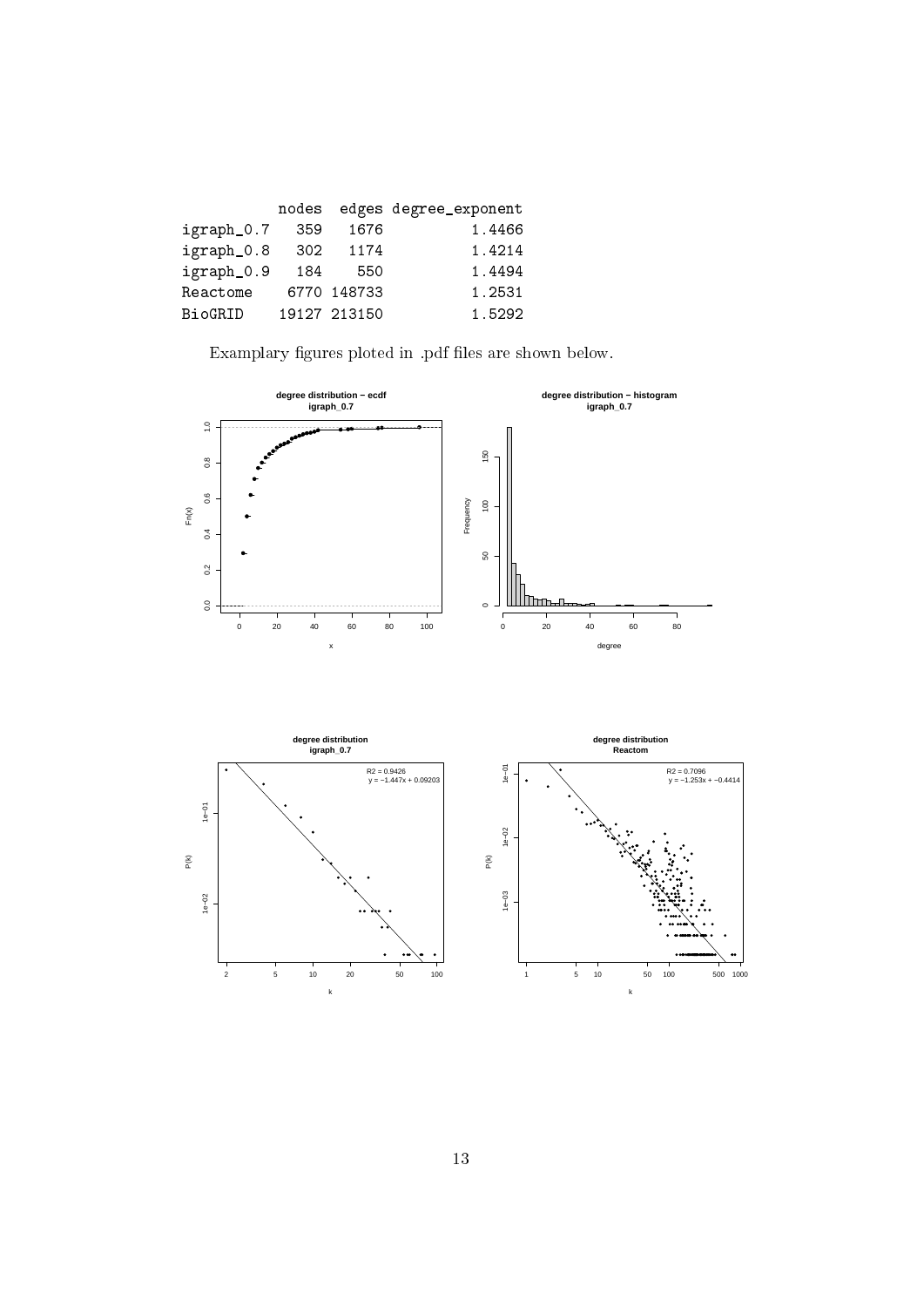|  | nodes | edges | degree_exponent |
|---|---|---|---|
| igraph_0.7 | 359 | 1676 | 1.4466 |
| igraph_0.8 | 302 | 1174 | 1.4214 |
| igraph_0.9 | 184 | 550 | 1.4494 |
| Reactome | 6770 | 148733 | 1.2531 |
| BioGRID | 19127 | 213150 | 1.5292 |

Examplary figures ploted in .pdf files are shown below.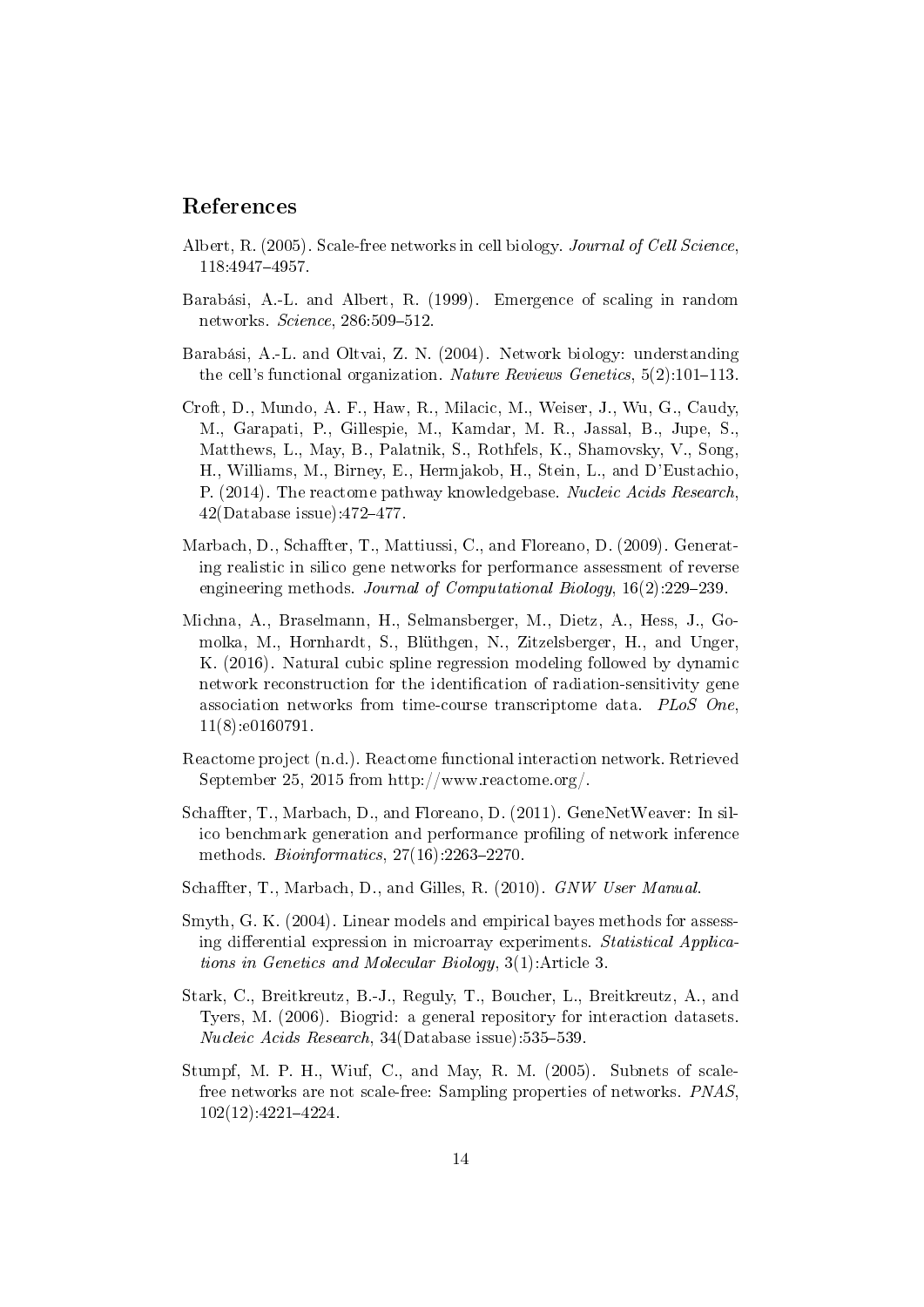# References

Albert, R. (2005). Scale-free networks in cell biology. *Journal of Cell Science*, 118:4947–4957.

Barabási, A.-L. and Albert, R. (1999). Emergence of scaling in random networks. *Science*, 286:509–512.

Barabási, A.-L. and Oltvai, Z. N. (2004). Network biology: understanding the cell's functional organization. *Nature Reviews Genetics*, 5(2):101–113.

Croft, D., Mundo, A. F., Haw, R., Milacic, M., Weiser, J., Wu, G., Caudy, M., Garapati, P., Gillespie, M., Kamdar, M. R., Jassal, B., Jupe, S., Matthews, L., May, B., Palatnik, S., Rothfels, K., Shamovsky, V., Song, H., Williams, M., Birney, E., Hermjakob, H., Stein, L., and D'Eustachio, P. (2014). The reactome pathway knowledgebase. *Nucleic Acids Research*, 42(Database issue):472–477.

Marbach, D., Schaffter, T., Mattiussi, C., and Floreano, D. (2009). Generating realistic in silico gene networks for performance assessment of reverse engineering methods. *Journal of Computational Biology*, 16(2):229–239.

Michna, A., Braselmann, H., Selmansberger, M., Dietz, A., Hess, J., Gomolka, M., Hornhardt, S., Blüthgen, N., Zitzelsberger, H., and Unger, K. (2016). Natural cubic spline regression modeling followed by dynamic network reconstruction for the identification of radiation-sensitivity gene association networks from time-course transcriptome data. *PLoS One*, 11(8):e0160791.

Reactome project (n.d.). Reactome functional interaction network. Retrieved September 25, 2015 from http://www.reactome.org/.

Schaffter, T., Marbach, D., and Floreano, D. (2011). GeneNetWeaver: In silico benchmark generation and performance profiling of network inference methods. *Bioinformatics*, 27(16):2263–2270.

Schaffter, T., Marbach, D., and Gilles, R. (2010). *GNW User Manual*.

Smyth, G. K. (2004). Linear models and empirical bayes methods for assessing differential expression in microarray experiments. *Statistical Applications in Genetics and Molecular Biology*, 3(1):Article 3.

Stark, C., Breitkreutz, B.-J., Reguly, T., Boucher, L., Breitkreutz, A., and Tyers, M. (2006). Biogrid: a general repository for interaction datasets. *Nucleic Acids Research*, 34(Database issue):535–539.

Stumpf, M. P. H., Wiuf, C., and May, R. M. (2005). Subnets of scale-free networks are not scale-free: Sampling properties of networks. *PNAS*, 102(12):4221–4224.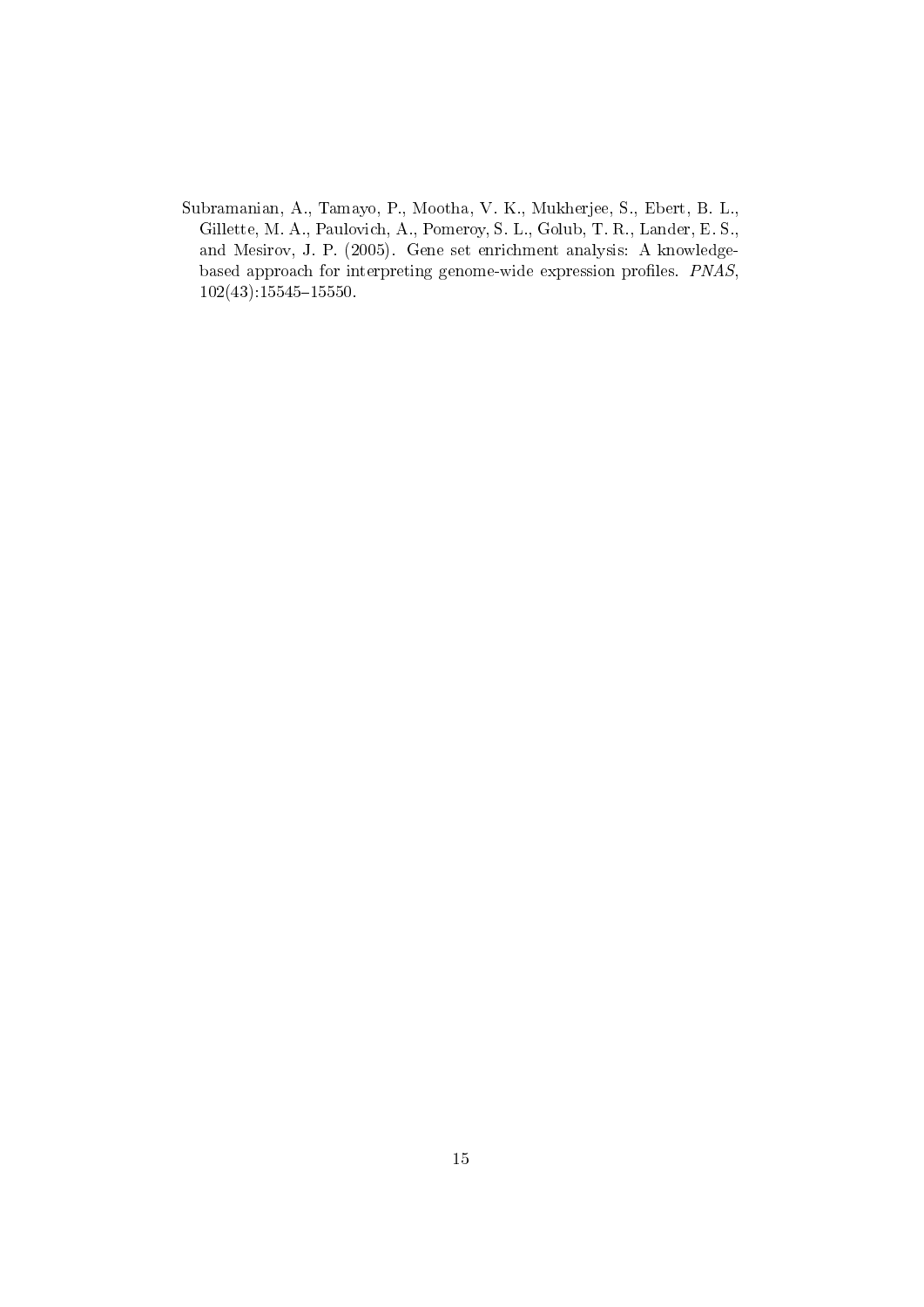Subramanian, A., Tamayo, P., Mootha, V. K., Mukherjee, S., Ebert, B. L., Gillette, M. A., Paulovich, A., Pomeroy, S. L., Golub, T. R., Lander, E. S., and Mesirov, J. P. (2005). Gene set enrichment analysis: A knowledge-based approach for interpreting genome-wide expression profiles. *PNAS*, 102(43):15545–15550.